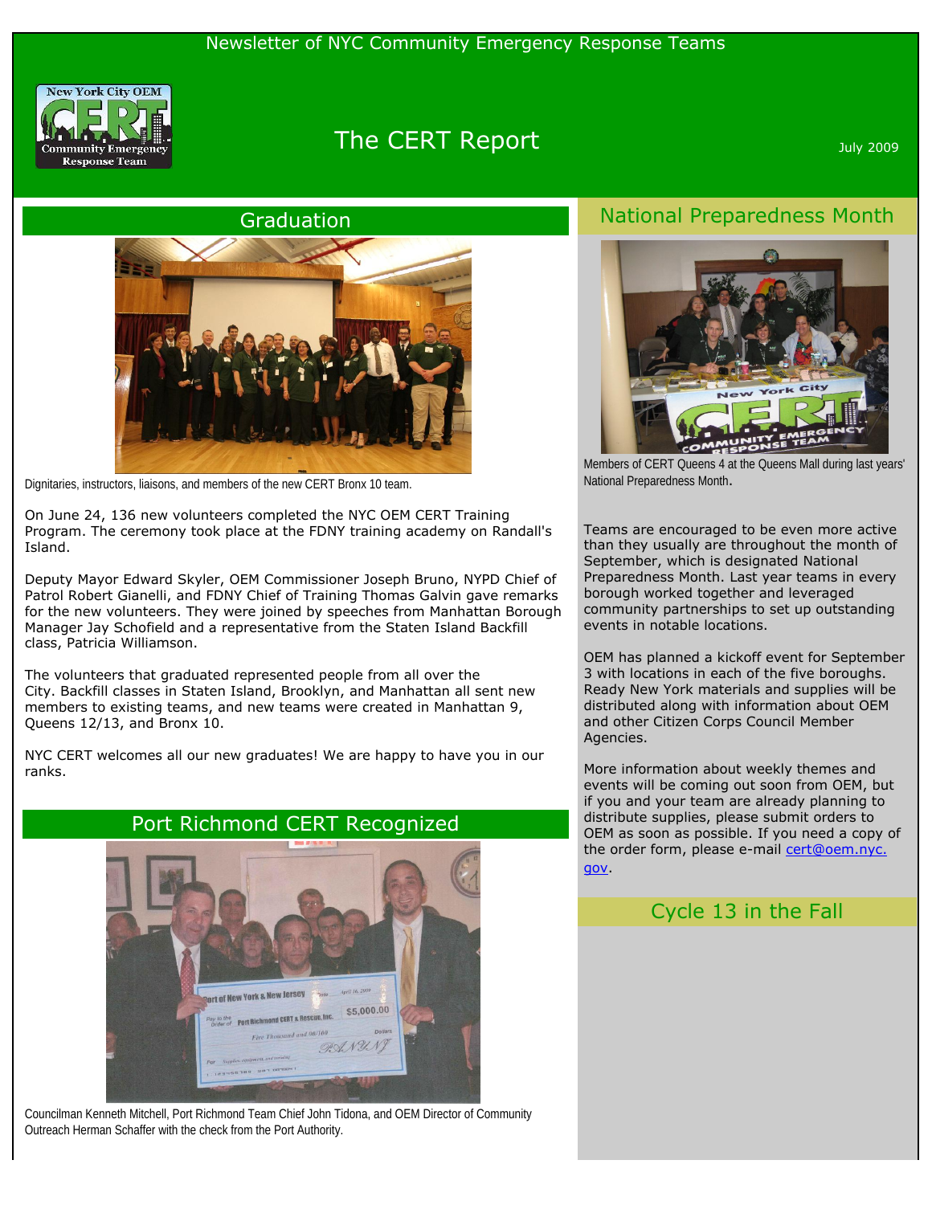Newsletter of NYC Community Emergency Response Teams

# The CERT Report

July 2009

## Graduation

Dignitaries, instructors, liaisons, and members of the new CERT Bronx 10 team.

On June 24, 136 new volunteers completed the NYC OEM CERT Training Program. The ceremony took place at the FDNY training academy on Randall's Island.

Deputy Mayor Edward Skyler, OEM Commissioner Joseph Bruno, NYPD Chief of Patrol Robert Gianelli, and FDNY Chief of Training Thomas Galvin gave remarks for the new volunteers. They were joined by speeches from Manhattan Borough Manager Jay Schofield and a representative from the Staten Island Backfill class, Patricia Williamson.

The volunteers that graduated represented people from all over the City. Backfill classes in Staten Island, Brooklyn, and Manhattan all sent new members to existing teams, and new teams were created in Manhattan 9, Queens 12/13, and Bronx 10.

NYC CERT welcomes all our new graduates! We are happy to have you in our ranks.

## Port Richmond CERT Recognized

Councilman Kenneth Mitchell, Port Richmond Team Chief John Tidona, and OEM Director of Community Outreach Herman Schaffer with the check from the Port Authority.

## National Preparedness Month

Members of CERT Queens 4 at the Queens Mall during last years' National Preparedness Month.

Teams are encouraged to be even more active than they usually are throughout the month of September, which is designated National Preparedness Month. Last year teams in every borough worked together and leveraged community partnerships to set up outstanding events in notable locations.

OEM has planned a kickoff event for September 3 with locations in each of the five boroughs. Ready New York materials and supplies will be distributed along with information about OEM and other Citizen Corps Council Member Agencies.

More information about weekly themes and events will be coming out soon from OEM, but if you and your team are already planning to distribute supplies, please submit orders to OEM as soon as possible. If you need a copy of the order form, please e-mail cert@oem.nyc.gov.

## Cycle 13 in the Fall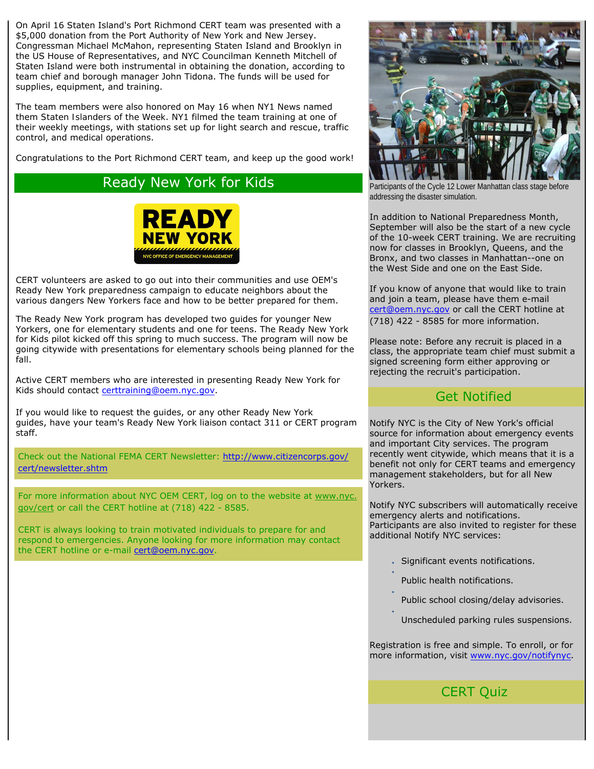On April 16 Staten Island's Port Richmond CERT team was presented with a $5,000 donation from the Port Authority of New York and New Jersey. Congressman Michael McMahon, representing Staten Island and Brooklyn in the US House of Representatives, and NYC Councilman Kenneth Mitchell of Staten Island were both instrumental in obtaining the donation, according to team chief and borough manager John Tidona. The funds will be used for supplies, equipment, and training.

The team members were also honored on May 16 when NY1 News named them Staten Islanders of the Week. NY1 filmed the team training at one of their weekly meetings, with stations set up for light search and rescue, traffic control, and medical operations.

Congratulations to the Port Richmond CERT team, and keep up the good work!

## Ready New York for Kids

READY NEW YORK
NYC OFFICE OF EMERGENCY MANAGEMENT

CERT volunteers are asked to go out into their communities and use OEM's Ready New York preparedness campaign to educate neighbors about the various dangers New Yorkers face and how to be better prepared for them.

The Ready New York program has developed two guides for younger New Yorkers, one for elementary students and one for teens. The Ready New York for Kids pilot kicked off this spring to much success. The program will now be going citywide with presentations for elementary schools being planned for the fall.

Active CERT members who are interested in presenting Ready New York for Kids should contact certtraining@oem.nyc.gov.

If you would like to request the guides, or any other Ready New York guides, have your team's Ready New York liaison contact 311 or CERT program staff.

Check out the National FEMA CERT Newsletter: http://www.citizencorps.gov/cert/newsletter.shtm

For more information about NYC OEM CERT, log on to the website at www.nyc.gov/cert or call the CERT hotline at (718) 422 - 8585.

CERT is always looking to train motivated individuals to prepare for and respond to emergencies. Anyone looking for more information may contact the CERT hotline or e-mail cert@oem.nyc.gov.

Participants of the Cycle 12 Lower Manhattan class stage before addressing the disaster simulation.

In addition to National Preparedness Month, September will also be the start of a new cycle of the 10-week CERT training. We are recruiting now for classes in Brooklyn, Queens, and the Bronx, and two classes in Manhattan--one on the West Side and one on the East Side.

If you know of anyone that would like to train and join a team, please have them e-mail cert@oem.nyc.gov or call the CERT hotline at (718) 422 - 8585 for more information.

Please note: Before any recruit is placed in a class, the appropriate team chief must submit a signed screening form either approving or rejecting the recruit's participation.

## Get Notified

Notify NYC is the City of New York's official source for information about emergency events and important City services. The program recently went citywide, which means that it is a benefit not only for CERT teams and emergency management stakeholders, but for all New Yorkers.

Notify NYC subscribers will automatically receive emergency alerts and notifications. Participants are also invited to register for these additional Notify NYC services:

- Significant events notifications.
- Public health notifications.
- Public school closing/delay advisories.
- Unscheduled parking rules suspensions.

Registration is free and simple. To enroll, or for more information, visit www.nyc.gov/notifynyc.

## CERT Quiz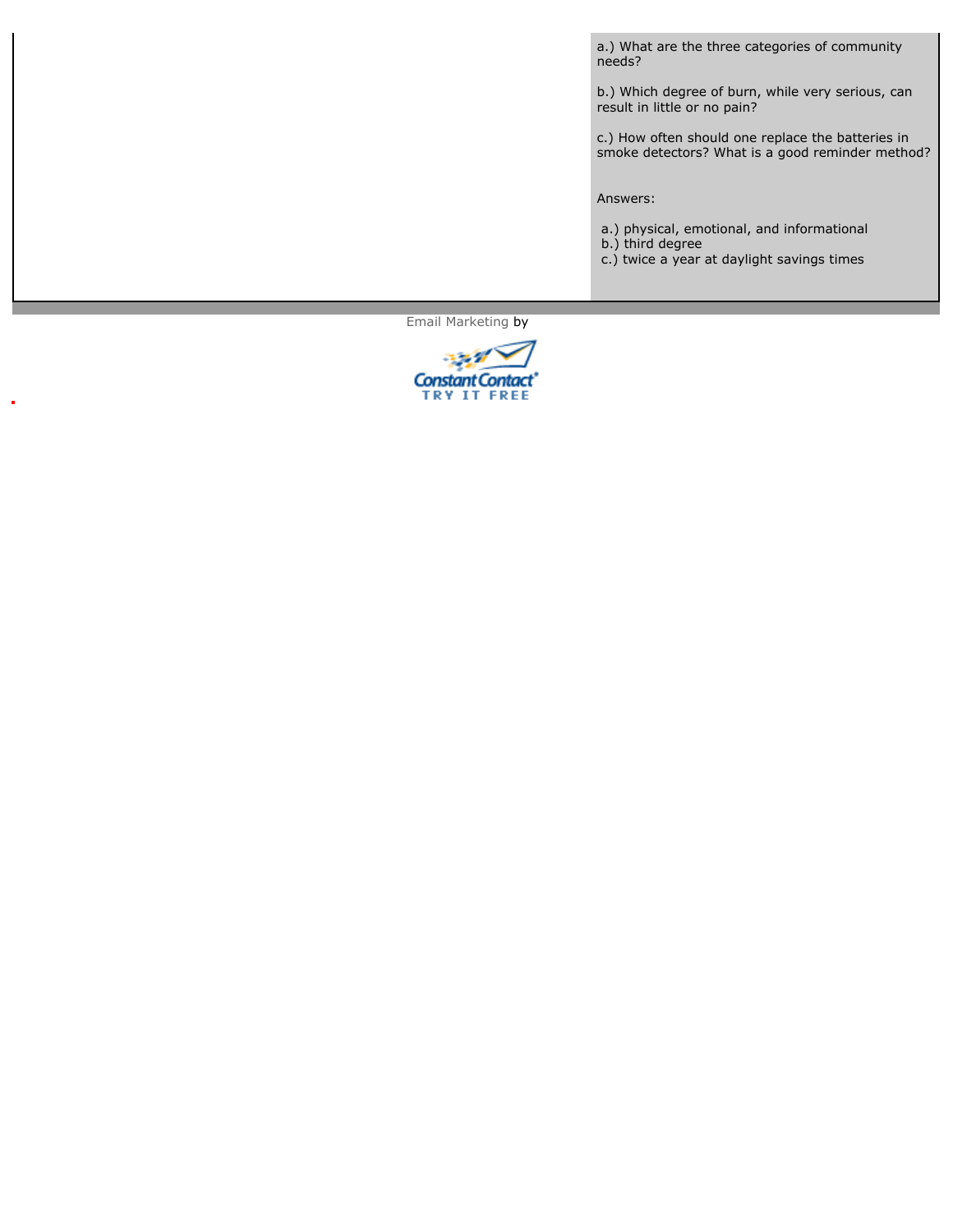a.) What are the three categories of community needs?

b.) Which degree of burn, while very serious, can result in little or no pain?

c.) How often should one replace the batteries in smoke detectors? What is a good reminder method?

Answers:

a.) physical, emotional, and informational
b.) third degree
c.) twice a year at daylight savings times

Email Marketing by

Constant Contact
TRY IT FREE